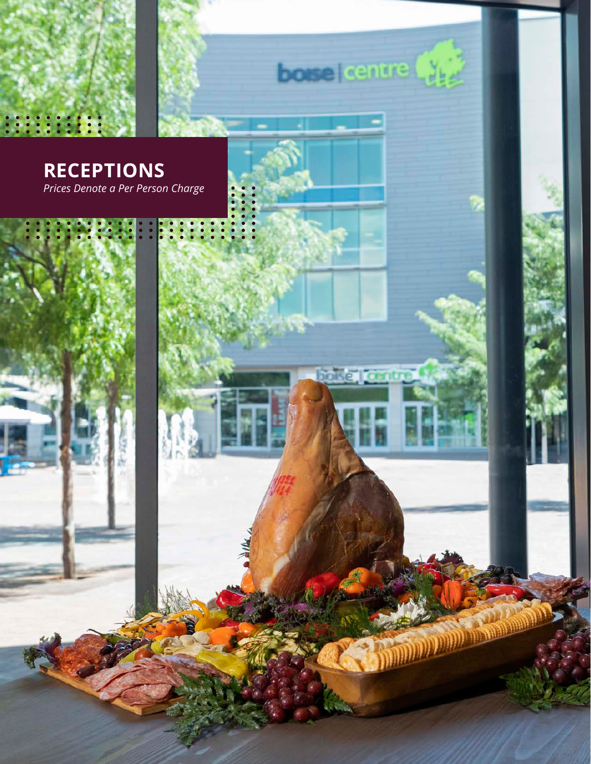# RECEPTIONS

*Prices Denote a Per Person Charge*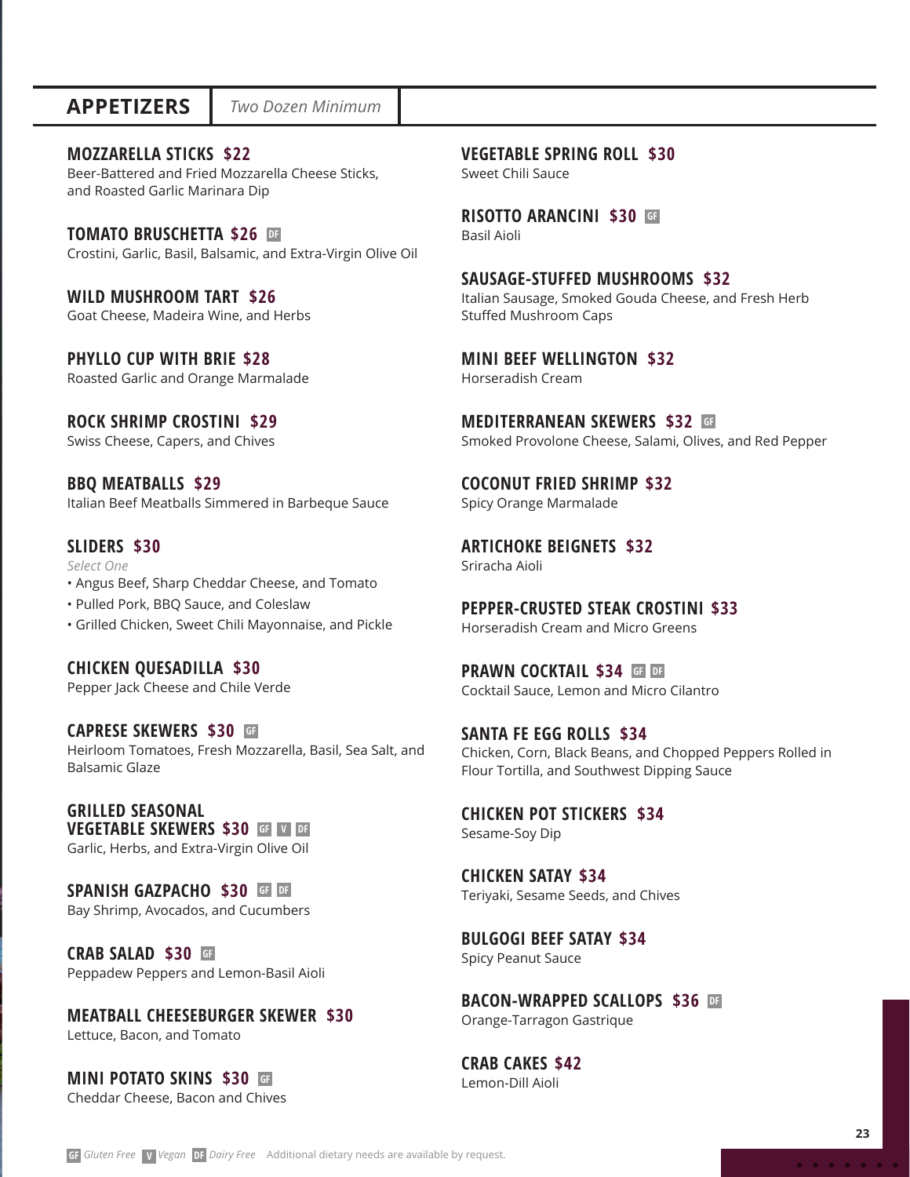## APPETIZERS

*Two Dozen Minimum*

**MOZZARELLA STICKS $22**
Beer-Battered and Fried Mozzarella Cheese Sticks, and Roasted Garlic Marinara Dip

**TOMATO BRUSCHETTA $26** DF
Crostini, Garlic, Basil, Balsamic, and Extra-Virgin Olive Oil

**WILD MUSHROOM TART $26**
Goat Cheese, Madeira Wine, and Herbs

**PHYLLO CUP WITH BRIE $28**
Roasted Garlic and Orange Marmalade

**ROCK SHRIMP CROSTINI $29**
Swiss Cheese, Capers, and Chives

**BBQ MEATBALLS $29**
Italian Beef Meatballs Simmered in Barbeque Sauce

**SLIDERS $30**
*Select One*
- Angus Beef, Sharp Cheddar Cheese, and Tomato
- Pulled Pork, BBQ Sauce, and Coleslaw
- Grilled Chicken, Sweet Chili Mayonnaise, and Pickle

**CHICKEN QUESADILLA $30**
Pepper Jack Cheese and Chile Verde

**CAPRESE SKEWERS $30** GF
Heirloom Tomatoes, Fresh Mozzarella, Basil, Sea Salt, and Balsamic Glaze

**GRILLED SEASONAL VEGETABLE SKEWERS $30** GF V DF
Garlic, Herbs, and Extra-Virgin Olive Oil

**SPANISH GAZPACHO $30** GF DF
Bay Shrimp, Avocados, and Cucumbers

**CRAB SALAD $30** GF
Peppadew Peppers and Lemon-Basil Aioli

**MEATBALL CHEESEBURGER SKEWER $30**
Lettuce, Bacon, and Tomato

**MINI POTATO SKINS $30** GF
Cheddar Cheese, Bacon and Chives

**VEGETABLE SPRING ROLL $30**
Sweet Chili Sauce

**RISOTTO ARANCINI $30** GF
Basil Aioli

**SAUSAGE-STUFFED MUSHROOMS $32**
Italian Sausage, Smoked Gouda Cheese, and Fresh Herb Stuffed Mushroom Caps

**MINI BEEF WELLINGTON $32**
Horseradish Cream

**MEDITERRANEAN SKEWERS $32** GF
Smoked Provolone Cheese, Salami, Olives, and Red Pepper

**COCONUT FRIED SHRIMP $32**
Spicy Orange Marmalade

**ARTICHOKE BEIGNETS $32**
Sriracha Aioli

**PEPPER-CRUSTED STEAK CROSTINI $33**
Horseradish Cream and Micro Greens

**PRAWN COCKTAIL $34** GF DF
Cocktail Sauce, Lemon and Micro Cilantro

**SANTA FE EGG ROLLS $34**
Chicken, Corn, Black Beans, and Chopped Peppers Rolled in Flour Tortilla, and Southwest Dipping Sauce

**CHICKEN POT STICKERS $34**
Sesame-Soy Dip

**CHICKEN SATAY $34**
Teriyaki, Sesame Seeds, and Chives

**BULGOGI BEEF SATAY $34**
Spicy Peanut Sauce

**BACON-WRAPPED SCALLOPS $36** DF
Orange-Tarragon Gastrique

**CRAB CAKES $42**
Lemon-Dill Aioli

GF *Gluten Free* V *Vegan* DF *Dairy Free* Additional dietary needs are available by request.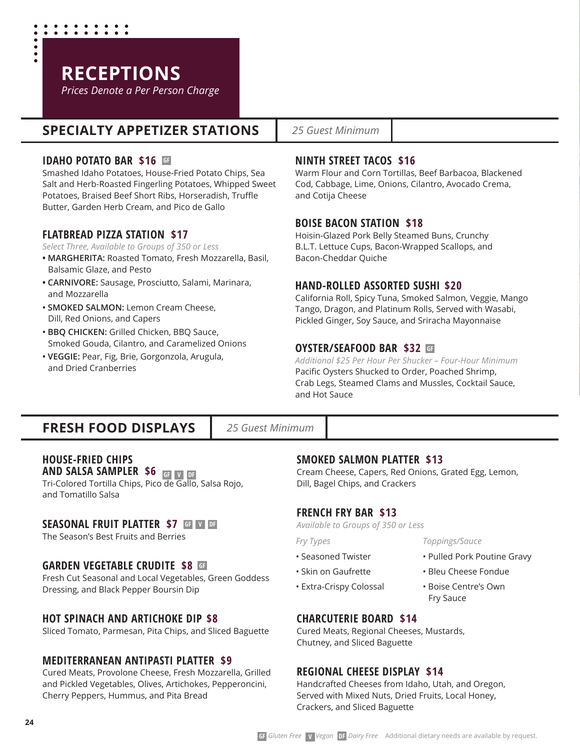# RECEPTIONS

*Prices Denote a Per Person Charge*

## SPECIALTY APPETIZER STATIONS

*25 Guest Minimum*

### IDAHO POTATO BAR $16 GF

Smashed Idaho Potatoes, House-Fried Potato Chips, Sea Salt and Herb-Roasted Fingerling Potatoes, Whipped Sweet Potatoes, Braised Beef Short Ribs, Horseradish, Truffle Butter, Garden Herb Cream, and Pico de Gallo

### FLATBREAD PIZZA STATION $17

*Select Three, Available to Groups of 350 or Less*

- **MARGHERITA:** Roasted Tomato, Fresh Mozzarella, Basil, Balsamic Glaze, and Pesto
- **CARNIVORE:** Sausage, Prosciutto, Salami, Marinara, and Mozzarella
- **SMOKED SALMON:** Lemon Cream Cheese, Dill, Red Onions, and Capers
- **BBQ CHICKEN:** Grilled Chicken, BBQ Sauce, Smoked Gouda, Cilantro, and Caramelized Onions
- **VEGGIE:** Pear, Fig, Brie, Gorgonzola, Arugula, and Dried Cranberries

### NINTH STREET TACOS $16

Warm Flour and Corn Tortillas, Beef Barbacoa, Blackened Cod, Cabbage, Lime, Onions, Cilantro, Avocado Crema, and Cotija Cheese

### BOISE BACON STATION $18

Hoisin-Glazed Pork Belly Steamed Buns, Crunchy B.L.T. Lettuce Cups, Bacon-Wrapped Scallops, and Bacon-Cheddar Quiche

### HAND-ROLLED ASSORTED SUSHI $20

California Roll, Spicy Tuna, Smoked Salmon, Veggie, Mango Tango, Dragon, and Platinum Rolls, Served with Wasabi, Pickled Ginger, Soy Sauce, and Sriracha Mayonnaise

### OYSTER/SEAFOOD BAR $32 GF

*Additional $25 Per Hour Per Shucker – Four-Hour Minimum*

Pacific Oysters Shucked to Order, Poached Shrimp, Crab Legs, Steamed Clams and Mussles, Cocktail Sauce, and Hot Sauce

## FRESH FOOD DISPLAYS

*25 Guest Minimum*

### HOUSE-FRIED CHIPS AND SALSA SAMPLER $6 GF V DF

Tri-Colored Tortilla Chips, Pico de Gallo, Salsa Rojo, and Tomatillo Salsa

### SEASONAL FRUIT PLATTER $7 GF V DF

The Season's Best Fruits and Berries

### GARDEN VEGETABLE CRUDITE $8 GF

Fresh Cut Seasonal and Local Vegetables, Green Goddess Dressing, and Black Pepper Boursin Dip

### HOT SPINACH AND ARTICHOKE DIP $8

Sliced Tomato, Parmesan, Pita Chips, and Sliced Baguette

### MEDITERRANEAN ANTIPASTI PLATTER $9

Cured Meats, Provolone Cheese, Fresh Mozzarella, Grilled and Pickled Vegetables, Olives, Artichokes, Pepperoncini, Cherry Peppers, Hummus, and Pita Bread

### SMOKED SALMON PLATTER $13

Cream Cheese, Capers, Red Onions, Grated Egg, Lemon, Dill, Bagel Chips, and Crackers

### FRENCH FRY BAR $13

*Available to Groups of 350 or Less*

*Fry Types*

- Seasoned Twister
- Skin on Gaufrette
- Extra-Crispy Colossal

*Toppings/Sauce*

- Pulled Pork Poutine Gravy
- Bleu Cheese Fondue
- Boise Centre's Own Fry Sauce

### CHARCUTERIE BOARD $14

Cured Meats, Regional Cheeses, Mustards, Chutney, and Sliced Baguette

### REGIONAL CHEESE DISPLAY $14

Handcrafted Cheeses from Idaho, Utah, and Oregon, Served with Mixed Nuts, Dried Fruits, Local Honey, Crackers, and Sliced Baguette

GF *Gluten Free* V *Vegan* DF *Dairy Free* Additional dietary needs are available by request.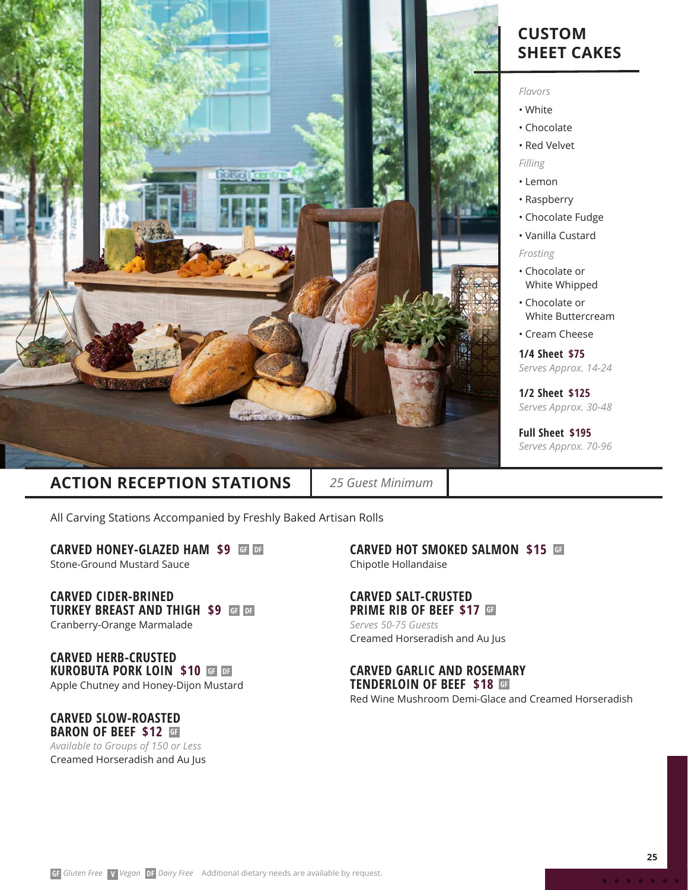## CUSTOM SHEET CAKES

*Flavors*

- White
- Chocolate
- Red Velvet

*Filling*

- Lemon
- Raspberry
- Chocolate Fudge
- Vanilla Custard

*Frosting*

- Chocolate or White Whipped
- Chocolate or White Buttercream
- Cream Cheese

**1/4 Sheet $75**
*Serves Approx. 14-24*

**1/2 Sheet $125**
*Serves Approx. 30-48*

**Full Sheet $195**
*Serves Approx. 70-96*

## ACTION RECEPTION STATIONS

*25 Guest Minimum*

All Carving Stations Accompanied by Freshly Baked Artisan Rolls

**CARVED HONEY-GLAZED HAM $9** GF DF
Stone-Ground Mustard Sauce

**CARVED CIDER-BRINED TURKEY BREAST AND THIGH $9** GF DF
Cranberry-Orange Marmalade

**CARVED HERB-CRUSTED KUROBUTA PORK LOIN $10** GF DF
Apple Chutney and Honey-Dijon Mustard

**CARVED SLOW-ROASTED BARON OF BEEF $12** GF
*Available to Groups of 150 or Less*
Creamed Horseradish and Au Jus

**CARVED HOT SMOKED SALMON $15** GF
Chipotle Hollandaise

**CARVED SALT-CRUSTED PRIME RIB OF BEEF $17** GF
*Serves 50-75 Guests*
Creamed Horseradish and Au Jus

**CARVED GARLIC AND ROSEMARY TENDERLOIN OF BEEF $18** GF
Red Wine Mushroom Demi-Glace and Creamed Horseradish

GF *Gluten Free* V *Vegan* DF *Dairy Free* Additional dietary needs are available by request.